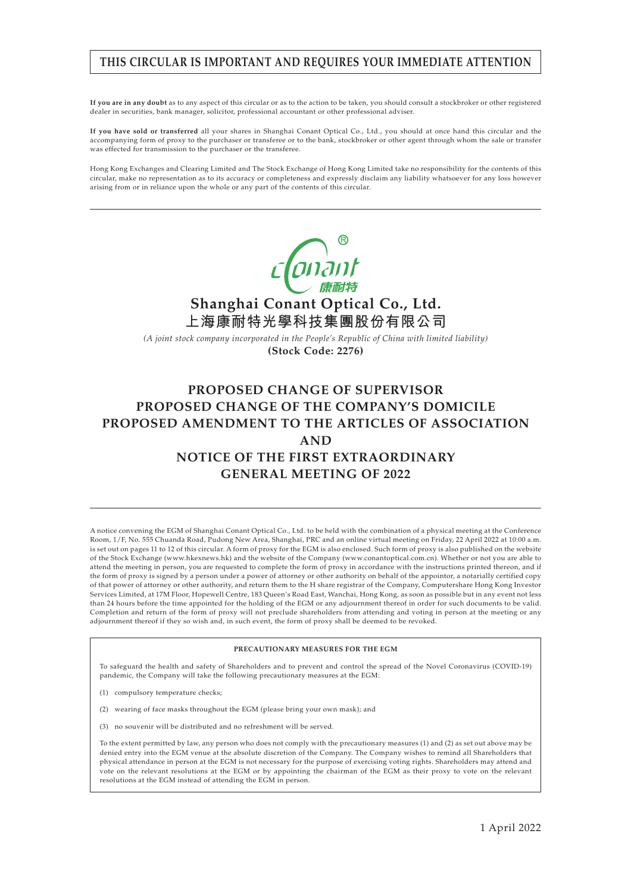**THIS CIRCULAR IS IMPORTANT AND REQUIRES YOUR IMMEDIATE ATTENTION**

**If you are in any doubt** as to any aspect of this circular or as to the action to be taken, you should consult a stockbroker or other registered dealer in securities, bank manager, solicitor, professional accountant or other professional adviser.

**If you have sold or transferred** all your shares in Shanghai Conant Optical Co., Ltd., you should at once hand this circular and the accompanying form of proxy to the purchaser or transferee or to the bank, stockbroker or other agent through whom the sale or transfer was effected for transmission to the purchaser or the transferee.

Hong Kong Exchanges and Clearing Limited and The Stock Exchange of Hong Kong Limited take no responsibility for the contents of this circular, make no representation as to its accuracy or completeness and expressly disclaim any liability whatsoever for any loss however arising from or in reliance upon the whole or any part of the contents of this circular.

# Shanghai Conant Optical Co., Ltd.
# 上海康耐特光學科技集團股份有限公司

*(A joint stock company incorporated in the People's Republic of China with limited liability)*

**(Stock Code: 2276)**

# PROPOSED CHANGE OF SUPERVISOR
# PROPOSED CHANGE OF THE COMPANY'S DOMICILE
# PROPOSED AMENDMENT TO THE ARTICLES OF ASSOCIATION
# AND
# NOTICE OF THE FIRST EXTRAORDINARY GENERAL MEETING OF 2022

A notice convening the EGM of Shanghai Conant Optical Co., Ltd. to be held with the combination of a physical meeting at the Conference Room, 1/F, No. 555 Chuanda Road, Pudong New Area, Shanghai, PRC and an online virtual meeting on Friday, 22 April 2022 at 10:00 a.m. is set out on pages 11 to 12 of this circular. A form of proxy for the EGM is also enclosed. Such form of proxy is also published on the website of the Stock Exchange (www.hkexnews.hk) and the website of the Company (www.conantoptical.com.cn). Whether or not you are able to attend the meeting in person, you are requested to complete the form of proxy in accordance with the instructions printed thereon, and if the form of proxy is signed by a person under a power of attorney or other authority on behalf of the appointor, a notarially certified copy of that power of attorney or other authority, and return them to the H share registrar of the Company, Computershare Hong Kong Investor Services Limited, at 17M Floor, Hopewell Centre, 183 Queen's Road East, Wanchai, Hong Kong, as soon as possible but in any event not less than 24 hours before the time appointed for the holding of the EGM or any adjournment thereof in order for such documents to be valid. Completion and return of the form of proxy will not preclude shareholders from attending and voting in person at the meeting or any adjournment thereof if they so wish and, in such event, the form of proxy shall be deemed to be revoked.

**PRECAUTIONARY MEASURES FOR THE EGM**

To safeguard the health and safety of Shareholders and to prevent and control the spread of the Novel Coronavirus (COVID-19) pandemic, the Company will take the following precautionary measures at the EGM:

(1) compulsory temperature checks;

(2) wearing of face masks throughout the EGM (please bring your own mask); and

(3) no souvenir will be distributed and no refreshment will be served.

To the extent permitted by law, any person who does not comply with the precautionary measures (1) and (2) as set out above may be denied entry into the EGM venue at the absolute discretion of the Company. The Company wishes to remind all Shareholders that physical attendance in person at the EGM is not necessary for the purpose of exercising voting rights. Shareholders may attend and vote on the relevant resolutions at the EGM or by appointing the chairman of the EGM as their proxy to vote on the relevant resolutions at the EGM instead of attending the EGM in person.

1 April 2022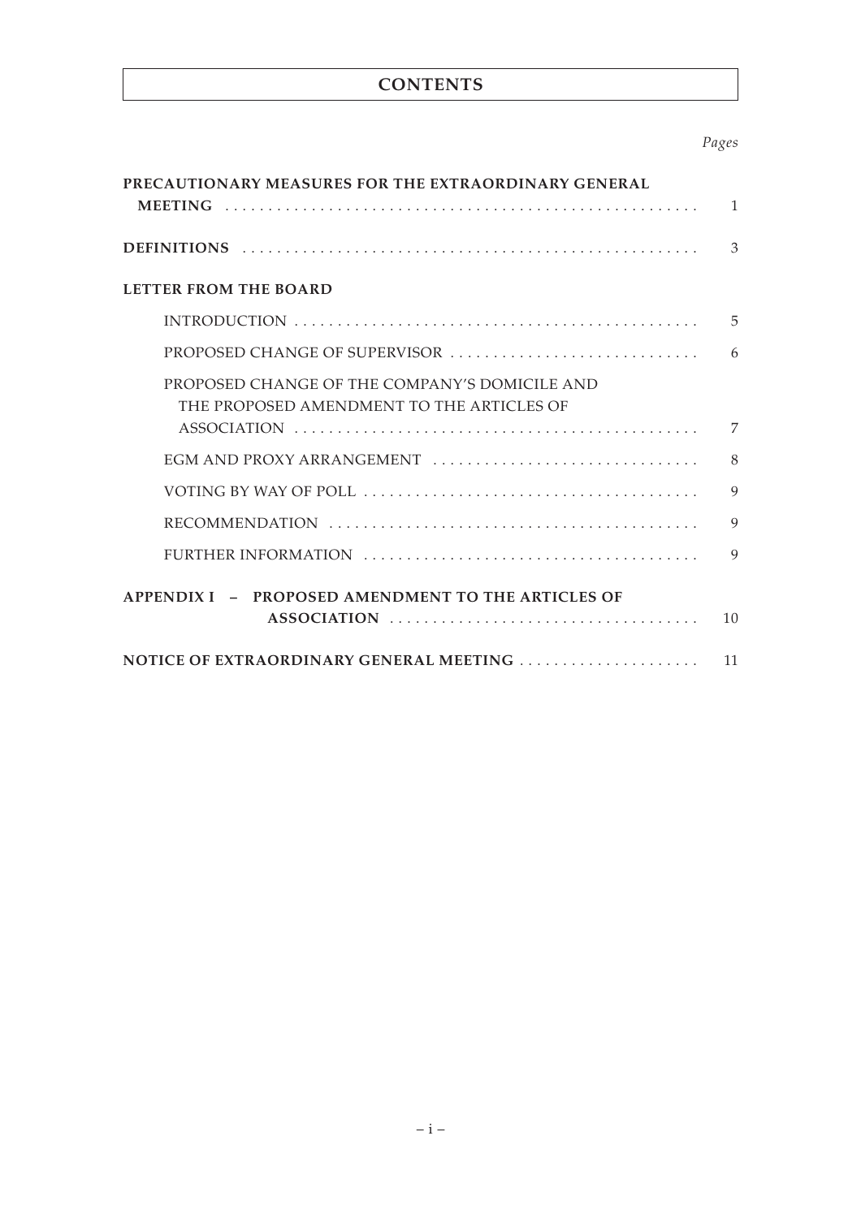# CONTENTS

| | *Pages* |
|---|---|
| **PRECAUTIONARY MEASURES FOR THE EXTRAORDINARY GENERAL MEETING** | 1 |
| **DEFINITIONS** | 3 |
| **LETTER FROM THE BOARD** | |
| INTRODUCTION | 5 |
| PROPOSED CHANGE OF SUPERVISOR | 6 |
| PROPOSED CHANGE OF THE COMPANY'S DOMICILE AND THE PROPOSED AMENDMENT TO THE ARTICLES OF ASSOCIATION | 7 |
| EGM AND PROXY ARRANGEMENT | 8 |
| VOTING BY WAY OF POLL | 9 |
| RECOMMENDATION | 9 |
| FURTHER INFORMATION | 9 |
| **APPENDIX I – PROPOSED AMENDMENT TO THE ARTICLES OF ASSOCIATION** | 10 |
| **NOTICE OF EXTRAORDINARY GENERAL MEETING** | 11 |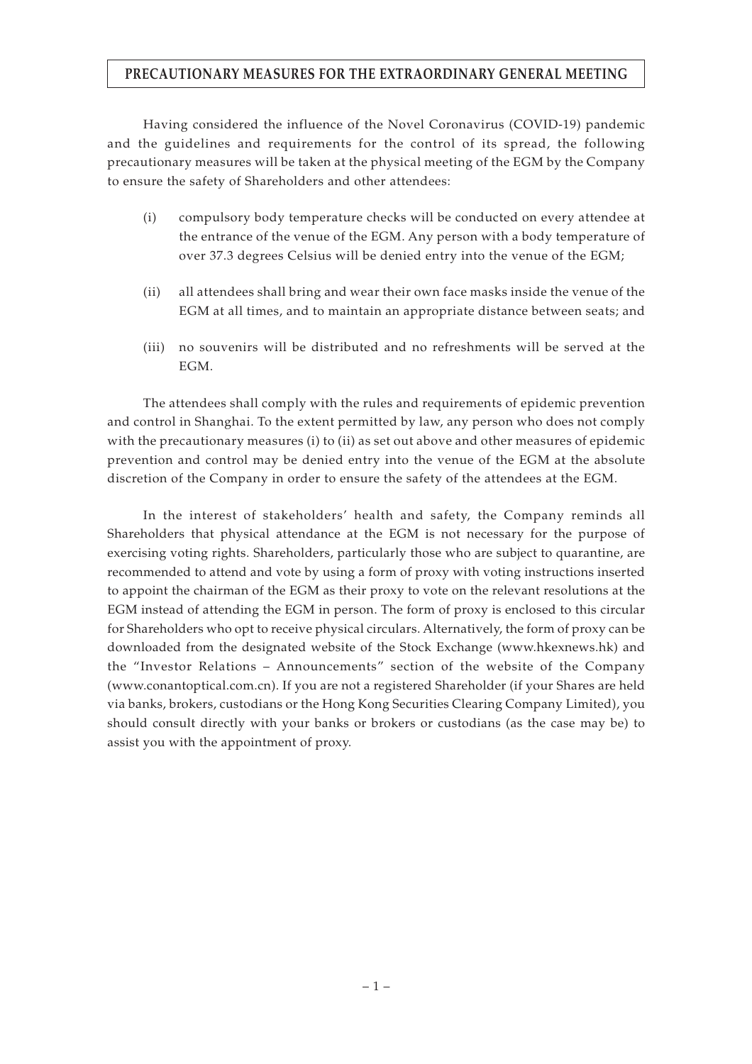# PRECAUTIONARY MEASURES FOR THE EXTRAORDINARY GENERAL MEETING

Having considered the influence of the Novel Coronavirus (COVID-19) pandemic and the guidelines and requirements for the control of its spread, the following precautionary measures will be taken at the physical meeting of the EGM by the Company to ensure the safety of Shareholders and other attendees:

(i) compulsory body temperature checks will be conducted on every attendee at the entrance of the venue of the EGM. Any person with a body temperature of over 37.3 degrees Celsius will be denied entry into the venue of the EGM;

(ii) all attendees shall bring and wear their own face masks inside the venue of the EGM at all times, and to maintain an appropriate distance between seats; and

(iii) no souvenirs will be distributed and no refreshments will be served at the EGM.

The attendees shall comply with the rules and requirements of epidemic prevention and control in Shanghai. To the extent permitted by law, any person who does not comply with the precautionary measures (i) to (ii) as set out above and other measures of epidemic prevention and control may be denied entry into the venue of the EGM at the absolute discretion of the Company in order to ensure the safety of the attendees at the EGM.

In the interest of stakeholders' health and safety, the Company reminds all Shareholders that physical attendance at the EGM is not necessary for the purpose of exercising voting rights. Shareholders, particularly those who are subject to quarantine, are recommended to attend and vote by using a form of proxy with voting instructions inserted to appoint the chairman of the EGM as their proxy to vote on the relevant resolutions at the EGM instead of attending the EGM in person. The form of proxy is enclosed to this circular for Shareholders who opt to receive physical circulars. Alternatively, the form of proxy can be downloaded from the designated website of the Stock Exchange (www.hkexnews.hk) and the "Investor Relations – Announcements" section of the website of the Company (www.conantoptical.com.cn). If you are not a registered Shareholder (if your Shares are held via banks, brokers, custodians or the Hong Kong Securities Clearing Company Limited), you should consult directly with your banks or brokers or custodians (as the case may be) to assist you with the appointment of proxy.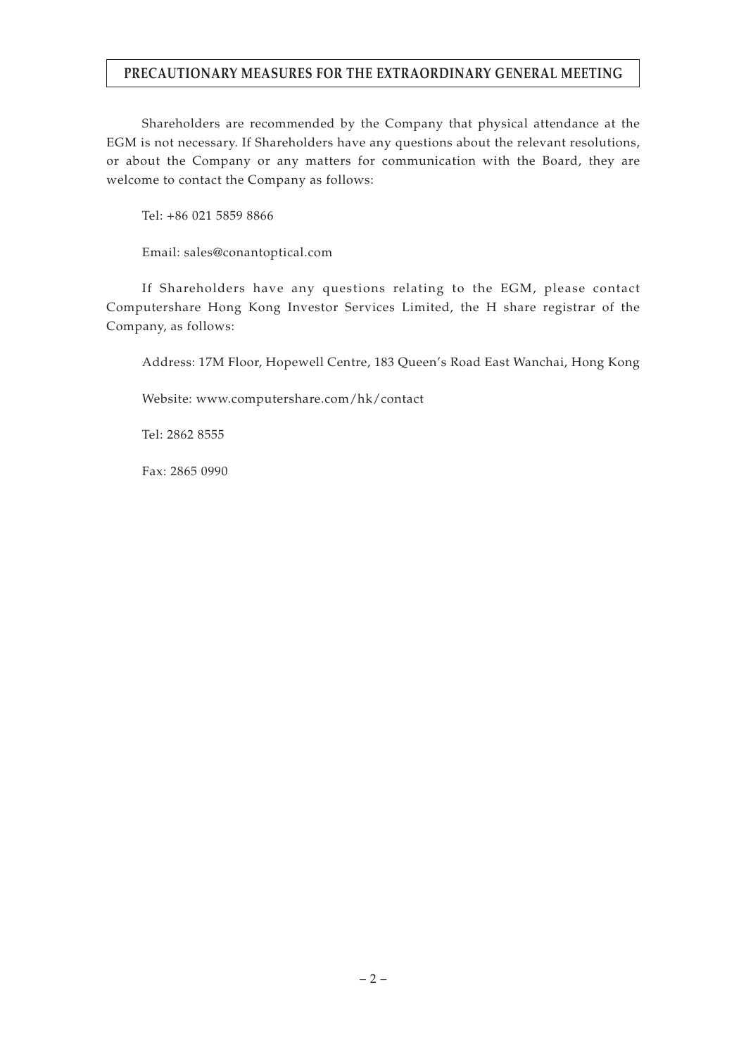## PRECAUTIONARY MEASURES FOR THE EXTRAORDINARY GENERAL MEETING

Shareholders are recommended by the Company that physical attendance at the EGM is not necessary. If Shareholders have any questions about the relevant resolutions, or about the Company or any matters for communication with the Board, they are welcome to contact the Company as follows:

Tel: +86 021 5859 8866

Email: sales@conantoptical.com

If Shareholders have any questions relating to the EGM, please contact Computershare Hong Kong Investor Services Limited, the H share registrar of the Company, as follows:

Address: 17M Floor, Hopewell Centre, 183 Queen's Road East Wanchai, Hong Kong

Website: www.computershare.com/hk/contact

Tel: 2862 8555

Fax: 2865 0990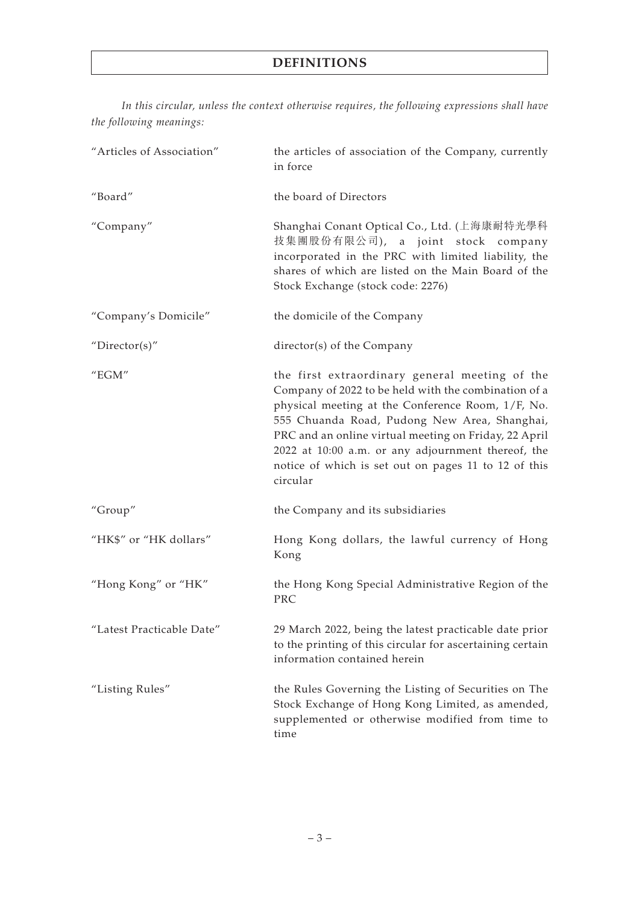# DEFINITIONS

*In this circular, unless the context otherwise requires, the following expressions shall have the following meanings:*

| | |
|---|---|
| "Articles of Association" | the articles of association of the Company, currently in force |
| "Board" | the board of Directors |
| "Company" | Shanghai Conant Optical Co., Ltd. (上海康耐特光學科技集團股份有限公司), a joint stock company incorporated in the PRC with limited liability, the shares of which are listed on the Main Board of the Stock Exchange (stock code: 2276) |
| "Company's Domicile" | the domicile of the Company |
| "Director(s)" | director(s) of the Company |
| "EGM" | the first extraordinary general meeting of the Company of 2022 to be held with the combination of a physical meeting at the Conference Room, 1/F, No. 555 Chuanda Road, Pudong New Area, Shanghai, PRC and an online virtual meeting on Friday, 22 April 2022 at 10:00 a.m. or any adjournment thereof, the notice of which is set out on pages 11 to 12 of this circular |
| "Group" | the Company and its subsidiaries |
| "HK$" or "HK dollars" | Hong Kong dollars, the lawful currency of Hong Kong |
| "Hong Kong" or "HK" | the Hong Kong Special Administrative Region of the PRC |
| "Latest Practicable Date" | 29 March 2022, being the latest practicable date prior to the printing of this circular for ascertaining certain information contained herein |
| "Listing Rules" | the Rules Governing the Listing of Securities on The Stock Exchange of Hong Kong Limited, as amended, supplemented or otherwise modified from time to time |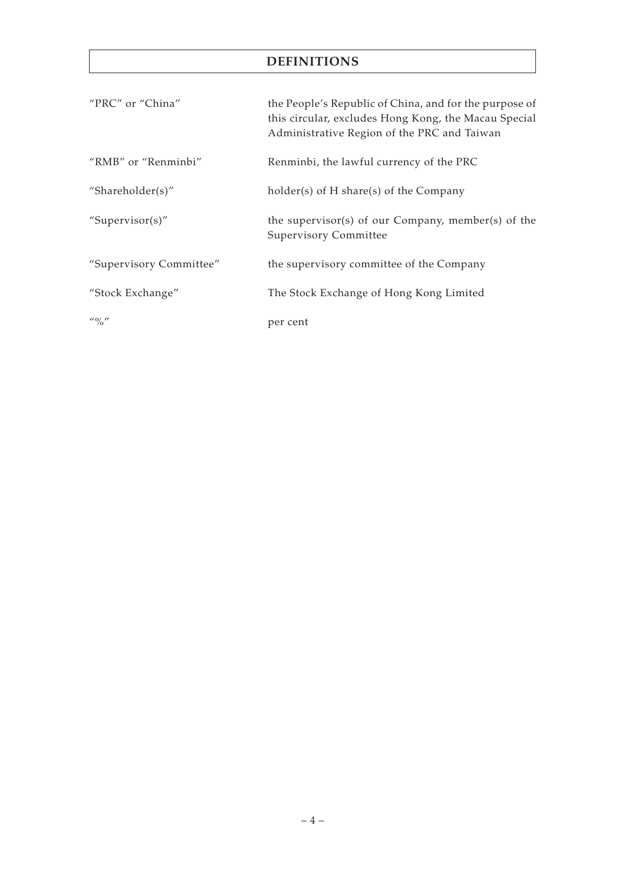# DEFINITIONS

| | |
|---|---|
| "PRC" or "China" | the People's Republic of China, and for the purpose of this circular, excludes Hong Kong, the Macau Special Administrative Region of the PRC and Taiwan |
| "RMB" or "Renminbi" | Renminbi, the lawful currency of the PRC |
| "Shareholder(s)" | holder(s) of H share(s) of the Company |
| "Supervisor(s)" | the supervisor(s) of our Company, member(s) of the Supervisory Committee |
| "Supervisory Committee" | the supervisory committee of the Company |
| "Stock Exchange" | The Stock Exchange of Hong Kong Limited |
| "%" | per cent |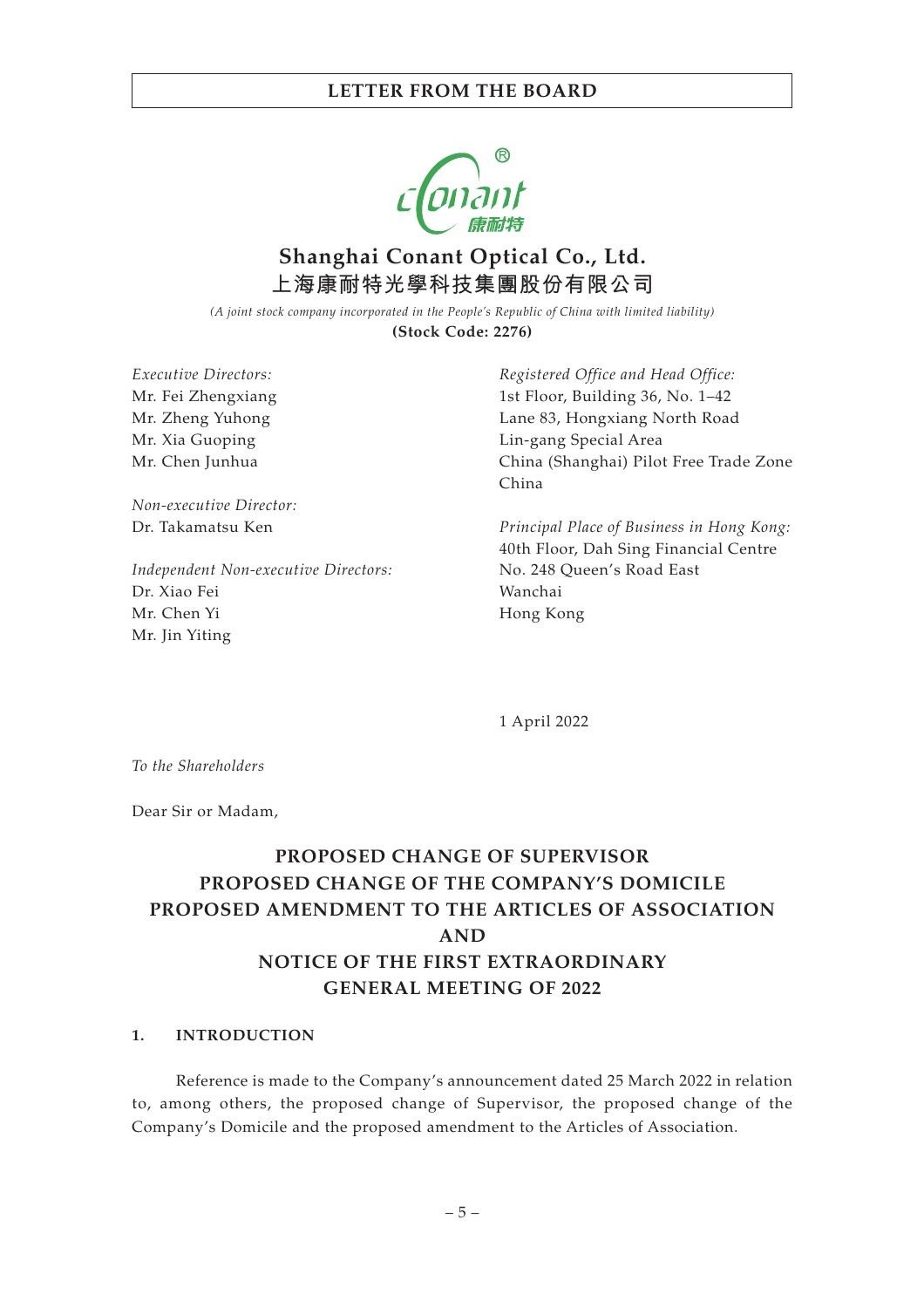# LETTER FROM THE BOARD

## Shanghai Conant Optical Co., Ltd.
## 上海康耐特光學科技集團股份有限公司

*(A joint stock company incorporated in the People's Republic of China with limited liability)*

**(Stock Code: 2276)**

*Executive Directors:*
Mr. Fei Zhengxiang
Mr. Zheng Yuhong
Mr. Xia Guoping
Mr. Chen Junhua

*Non-executive Director:*
Dr. Takamatsu Ken

*Independent Non-executive Directors:*
Dr. Xiao Fei
Mr. Chen Yi
Mr. Jin Yiting

*Registered Office and Head Office:*
1st Floor, Building 36, No. 1–42
Lane 83, Hongxiang North Road
Lin-gang Special Area
China (Shanghai) Pilot Free Trade Zone
China

*Principal Place of Business in Hong Kong:*
40th Floor, Dah Sing Financial Centre
No. 248 Queen's Road East
Wanchai
Hong Kong

1 April 2022

*To the Shareholders*

Dear Sir or Madam,

**PROPOSED CHANGE OF SUPERVISOR**
**PROPOSED CHANGE OF THE COMPANY'S DOMICILE**
**PROPOSED AMENDMENT TO THE ARTICLES OF ASSOCIATION**
**AND**
**NOTICE OF THE FIRST EXTRAORDINARY GENERAL MEETING OF 2022**

### 1. INTRODUCTION

Reference is made to the Company's announcement dated 25 March 2022 in relation to, among others, the proposed change of Supervisor, the proposed change of the Company's Domicile and the proposed amendment to the Articles of Association.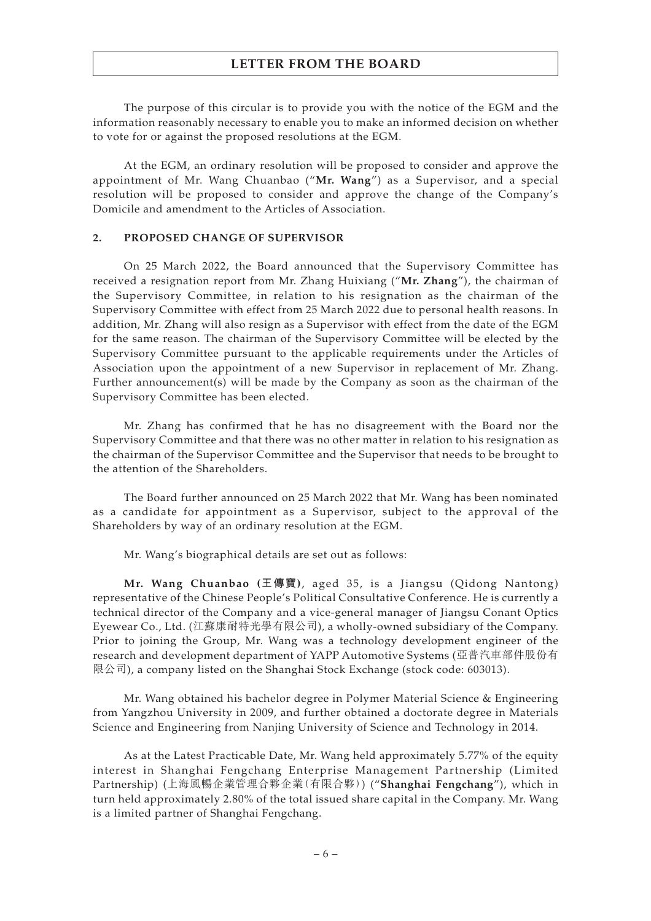The purpose of this circular is to provide you with the notice of the EGM and the information reasonably necessary to enable you to make an informed decision on whether to vote for or against the proposed resolutions at the EGM.

At the EGM, an ordinary resolution will be proposed to consider and approve the appointment of Mr. Wang Chuanbao ("**Mr. Wang**") as a Supervisor, and a special resolution will be proposed to consider and approve the change of the Company's Domicile and amendment to the Articles of Association.

## 2. PROPOSED CHANGE OF SUPERVISOR

On 25 March 2022, the Board announced that the Supervisory Committee has received a resignation report from Mr. Zhang Huixiang ("**Mr. Zhang**"), the chairman of the Supervisory Committee, in relation to his resignation as the chairman of the Supervisory Committee with effect from 25 March 2022 due to personal health reasons. In addition, Mr. Zhang will also resign as a Supervisor with effect from the date of the EGM for the same reason. The chairman of the Supervisory Committee will be elected by the Supervisory Committee pursuant to the applicable requirements under the Articles of Association upon the appointment of a new Supervisor in replacement of Mr. Zhang. Further announcement(s) will be made by the Company as soon as the chairman of the Supervisory Committee has been elected.

Mr. Zhang has confirmed that he has no disagreement with the Board nor the Supervisory Committee and that there was no other matter in relation to his resignation as the chairman of the Supervisor Committee and the Supervisor that needs to be brought to the attention of the Shareholders.

The Board further announced on 25 March 2022 that Mr. Wang has been nominated as a candidate for appointment as a Supervisor, subject to the approval of the Shareholders by way of an ordinary resolution at the EGM.

Mr. Wang's biographical details are set out as follows:

**Mr. Wang Chuanbao (王傳寶)**, aged 35, is a Jiangsu (Qidong Nantong) representative of the Chinese People's Political Consultative Conference. He is currently a technical director of the Company and a vice-general manager of Jiangsu Conant Optics Eyewear Co., Ltd. (江蘇康耐特光學有限公司), a wholly-owned subsidiary of the Company. Prior to joining the Group, Mr. Wang was a technology development engineer of the research and development department of YAPP Automotive Systems (亞普汽車部件股份有限公司), a company listed on the Shanghai Stock Exchange (stock code: 603013).

Mr. Wang obtained his bachelor degree in Polymer Material Science & Engineering from Yangzhou University in 2009, and further obtained a doctorate degree in Materials Science and Engineering from Nanjing University of Science and Technology in 2014.

As at the Latest Practicable Date, Mr. Wang held approximately 5.77% of the equity interest in Shanghai Fengchang Enterprise Management Partnership (Limited Partnership) (上海風暢企業管理合夥企業(有限合夥)) ("**Shanghai Fengchang**"), which in turn held approximately 2.80% of the total issued share capital in the Company. Mr. Wang is a limited partner of Shanghai Fengchang.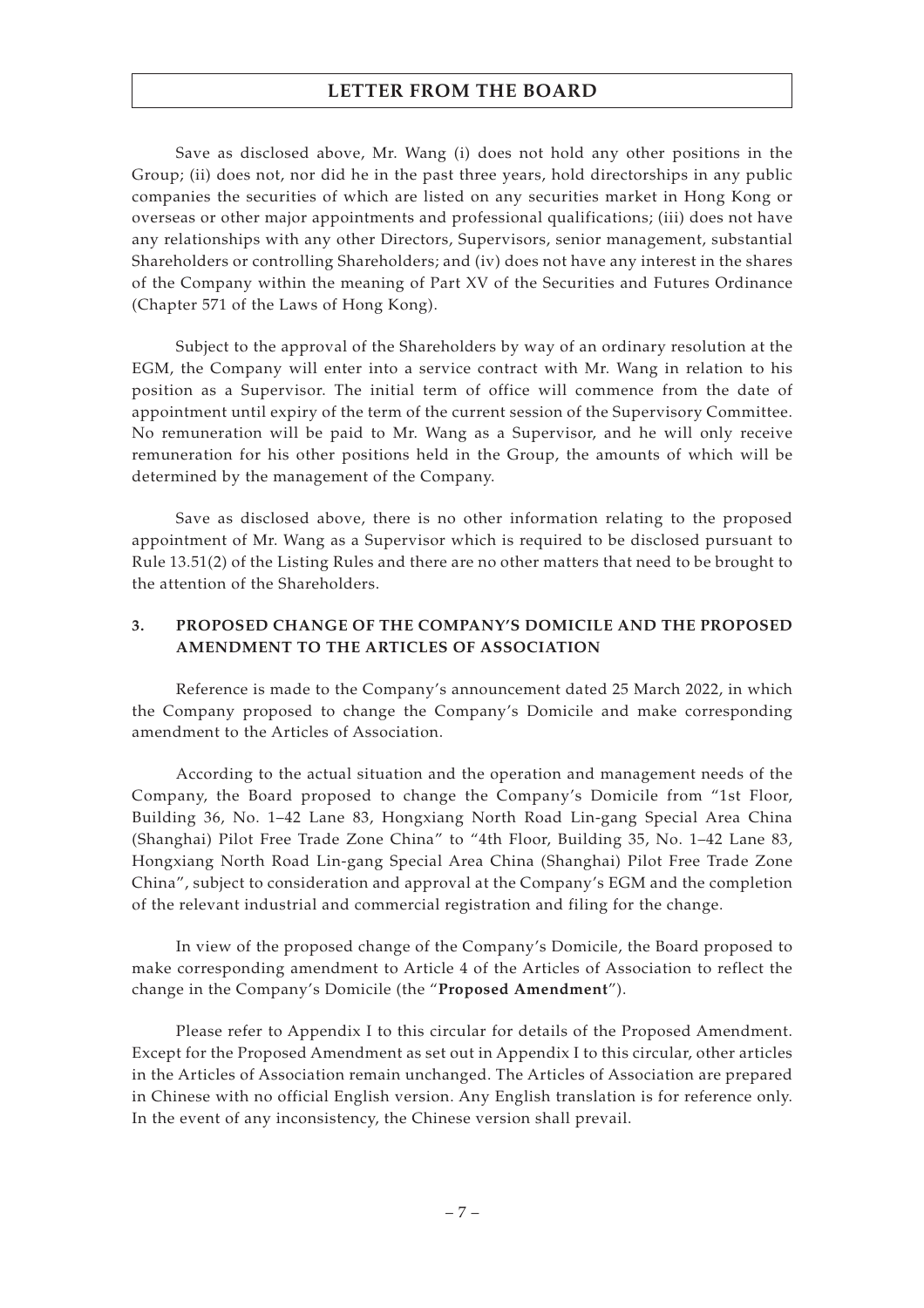Save as disclosed above, Mr. Wang (i) does not hold any other positions in the Group; (ii) does not, nor did he in the past three years, hold directorships in any public companies the securities of which are listed on any securities market in Hong Kong or overseas or other major appointments and professional qualifications; (iii) does not have any relationships with any other Directors, Supervisors, senior management, substantial Shareholders or controlling Shareholders; and (iv) does not have any interest in the shares of the Company within the meaning of Part XV of the Securities and Futures Ordinance (Chapter 571 of the Laws of Hong Kong).

Subject to the approval of the Shareholders by way of an ordinary resolution at the EGM, the Company will enter into a service contract with Mr. Wang in relation to his position as a Supervisor. The initial term of office will commence from the date of appointment until expiry of the term of the current session of the Supervisory Committee. No remuneration will be paid to Mr. Wang as a Supervisor, and he will only receive remuneration for his other positions held in the Group, the amounts of which will be determined by the management of the Company.

Save as disclosed above, there is no other information relating to the proposed appointment of Mr. Wang as a Supervisor which is required to be disclosed pursuant to Rule 13.51(2) of the Listing Rules and there are no other matters that need to be brought to the attention of the Shareholders.

## 3. PROPOSED CHANGE OF THE COMPANY'S DOMICILE AND THE PROPOSED AMENDMENT TO THE ARTICLES OF ASSOCIATION

Reference is made to the Company's announcement dated 25 March 2022, in which the Company proposed to change the Company's Domicile and make corresponding amendment to the Articles of Association.

According to the actual situation and the operation and management needs of the Company, the Board proposed to change the Company's Domicile from "1st Floor, Building 36, No. 1–42 Lane 83, Hongxiang North Road Lin-gang Special Area China (Shanghai) Pilot Free Trade Zone China" to "4th Floor, Building 35, No. 1–42 Lane 83, Hongxiang North Road Lin-gang Special Area China (Shanghai) Pilot Free Trade Zone China", subject to consideration and approval at the Company's EGM and the completion of the relevant industrial and commercial registration and filing for the change.

In view of the proposed change of the Company's Domicile, the Board proposed to make corresponding amendment to Article 4 of the Articles of Association to reflect the change in the Company's Domicile (the "**Proposed Amendment**").

Please refer to Appendix I to this circular for details of the Proposed Amendment. Except for the Proposed Amendment as set out in Appendix I to this circular, other articles in the Articles of Association remain unchanged. The Articles of Association are prepared in Chinese with no official English version. Any English translation is for reference only. In the event of any inconsistency, the Chinese version shall prevail.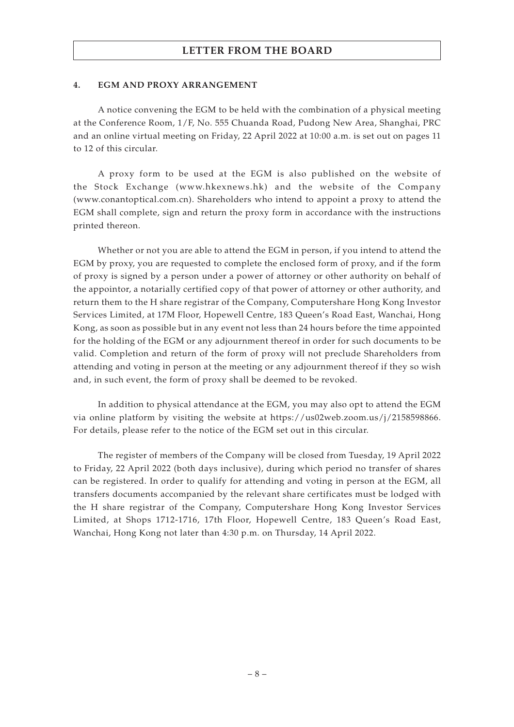# LETTER FROM THE BOARD

## 4. EGM AND PROXY ARRANGEMENT

A notice convening the EGM to be held with the combination of a physical meeting at the Conference Room, 1/F, No. 555 Chuanda Road, Pudong New Area, Shanghai, PRC and an online virtual meeting on Friday, 22 April 2022 at 10:00 a.m. is set out on pages 11 to 12 of this circular.

A proxy form to be used at the EGM is also published on the website of the Stock Exchange (www.hkexnews.hk) and the website of the Company (www.conantoptical.com.cn). Shareholders who intend to appoint a proxy to attend the EGM shall complete, sign and return the proxy form in accordance with the instructions printed thereon.

Whether or not you are able to attend the EGM in person, if you intend to attend the EGM by proxy, you are requested to complete the enclosed form of proxy, and if the form of proxy is signed by a person under a power of attorney or other authority on behalf of the appointor, a notarially certified copy of that power of attorney or other authority, and return them to the H share registrar of the Company, Computershare Hong Kong Investor Services Limited, at 17M Floor, Hopewell Centre, 183 Queen's Road East, Wanchai, Hong Kong, as soon as possible but in any event not less than 24 hours before the time appointed for the holding of the EGM or any adjournment thereof in order for such documents to be valid. Completion and return of the form of proxy will not preclude Shareholders from attending and voting in person at the meeting or any adjournment thereof if they so wish and, in such event, the form of proxy shall be deemed to be revoked.

In addition to physical attendance at the EGM, you may also opt to attend the EGM via online platform by visiting the website at https://us02web.zoom.us/j/2158598866. For details, please refer to the notice of the EGM set out in this circular.

The register of members of the Company will be closed from Tuesday, 19 April 2022 to Friday, 22 April 2022 (both days inclusive), during which period no transfer of shares can be registered. In order to qualify for attending and voting in person at the EGM, all transfers documents accompanied by the relevant share certificates must be lodged with the H share registrar of the Company, Computershare Hong Kong Investor Services Limited, at Shops 1712-1716, 17th Floor, Hopewell Centre, 183 Queen's Road East, Wanchai, Hong Kong not later than 4:30 p.m. on Thursday, 14 April 2022.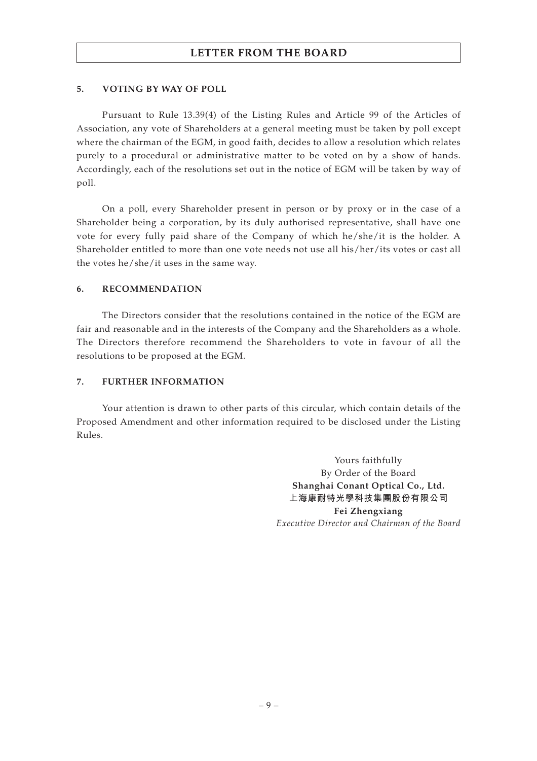# LETTER FROM THE BOARD

## 5. VOTING BY WAY OF POLL

Pursuant to Rule 13.39(4) of the Listing Rules and Article 99 of the Articles of Association, any vote of Shareholders at a general meeting must be taken by poll except where the chairman of the EGM, in good faith, decides to allow a resolution which relates purely to a procedural or administrative matter to be voted on by a show of hands. Accordingly, each of the resolutions set out in the notice of EGM will be taken by way of poll.

On a poll, every Shareholder present in person or by proxy or in the case of a Shareholder being a corporation, by its duly authorised representative, shall have one vote for every fully paid share of the Company of which he/she/it is the holder. A Shareholder entitled to more than one vote needs not use all his/her/its votes or cast all the votes he/she/it uses in the same way.

## 6. RECOMMENDATION

The Directors consider that the resolutions contained in the notice of the EGM are fair and reasonable and in the interests of the Company and the Shareholders as a whole. The Directors therefore recommend the Shareholders to vote in favour of all the resolutions to be proposed at the EGM.

## 7. FURTHER INFORMATION

Your attention is drawn to other parts of this circular, which contain details of the Proposed Amendment and other information required to be disclosed under the Listing Rules.

Yours faithfully
By Order of the Board
**Shanghai Conant Optical Co., Ltd.**
**上海康耐特光學科技集團股份有限公司**
**Fei Zhengxiang**
*Executive Director and Chairman of the Board*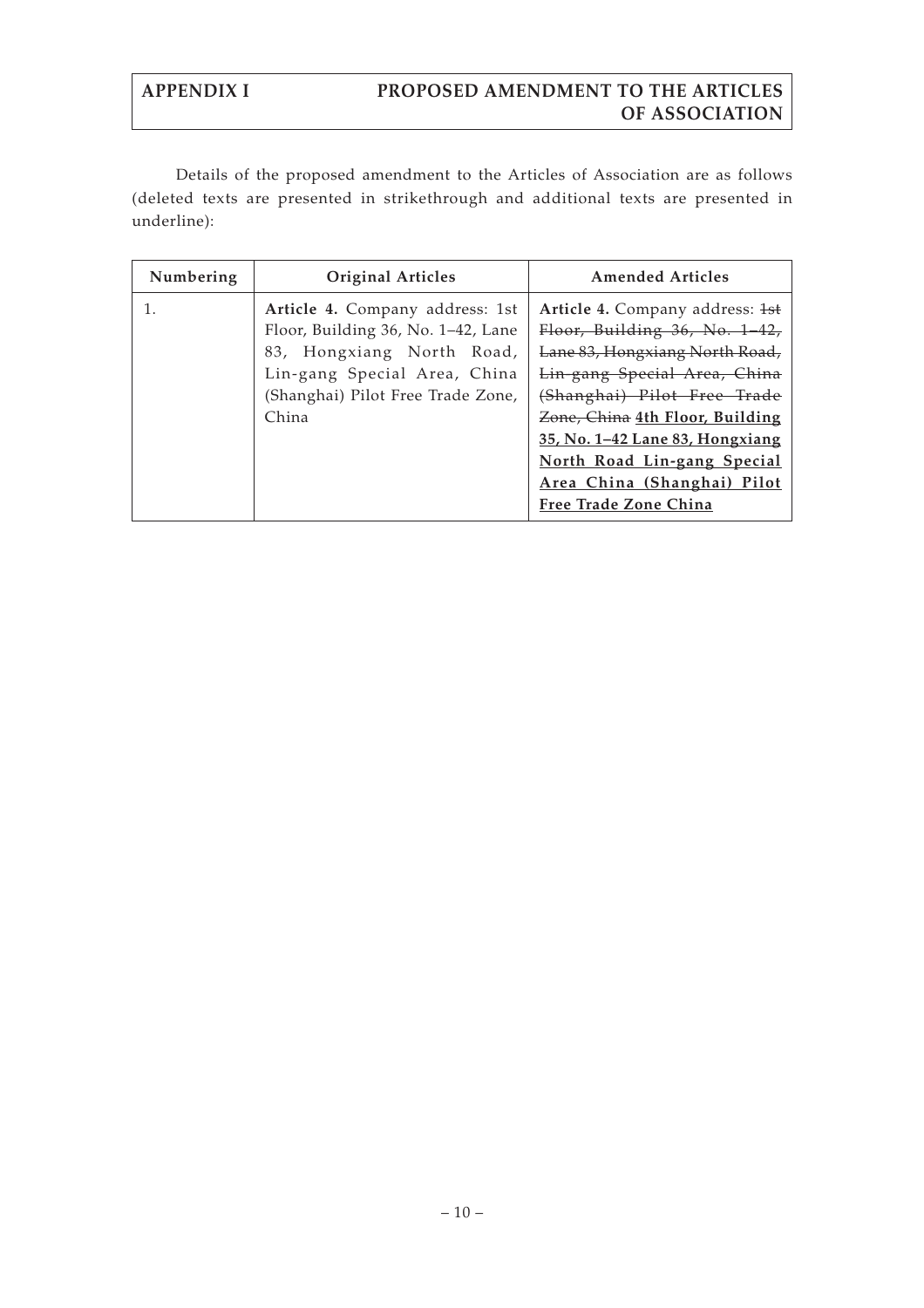## APPENDIX I PROPOSED AMENDMENT TO THE ARTICLES OF ASSOCIATION

Details of the proposed amendment to the Articles of Association are as follows (deleted texts are presented in strikethrough and additional texts are presented in underline):

| Numbering | Original Articles | Amended Articles |
|---|---|---|
| 1. | **Article 4.** Company address: 1st Floor, Building 36, No. 1–42, Lane 83, Hongxiang North Road, Lin-gang Special Area, China (Shanghai) Pilot Free Trade Zone, China | **Article 4.** Company address: ~~1st Floor, Building 36, No. 1–42, Lane 83, Hongxiang North Road, Lin-gang Special Area, China (Shanghai) Pilot Free Trade Zone, China~~ <u>**4th Floor, Building 35, No. 1–42 Lane 83, Hongxiang North Road Lin-gang Special Area China (Shanghai) Pilot Free Trade Zone China**</u> |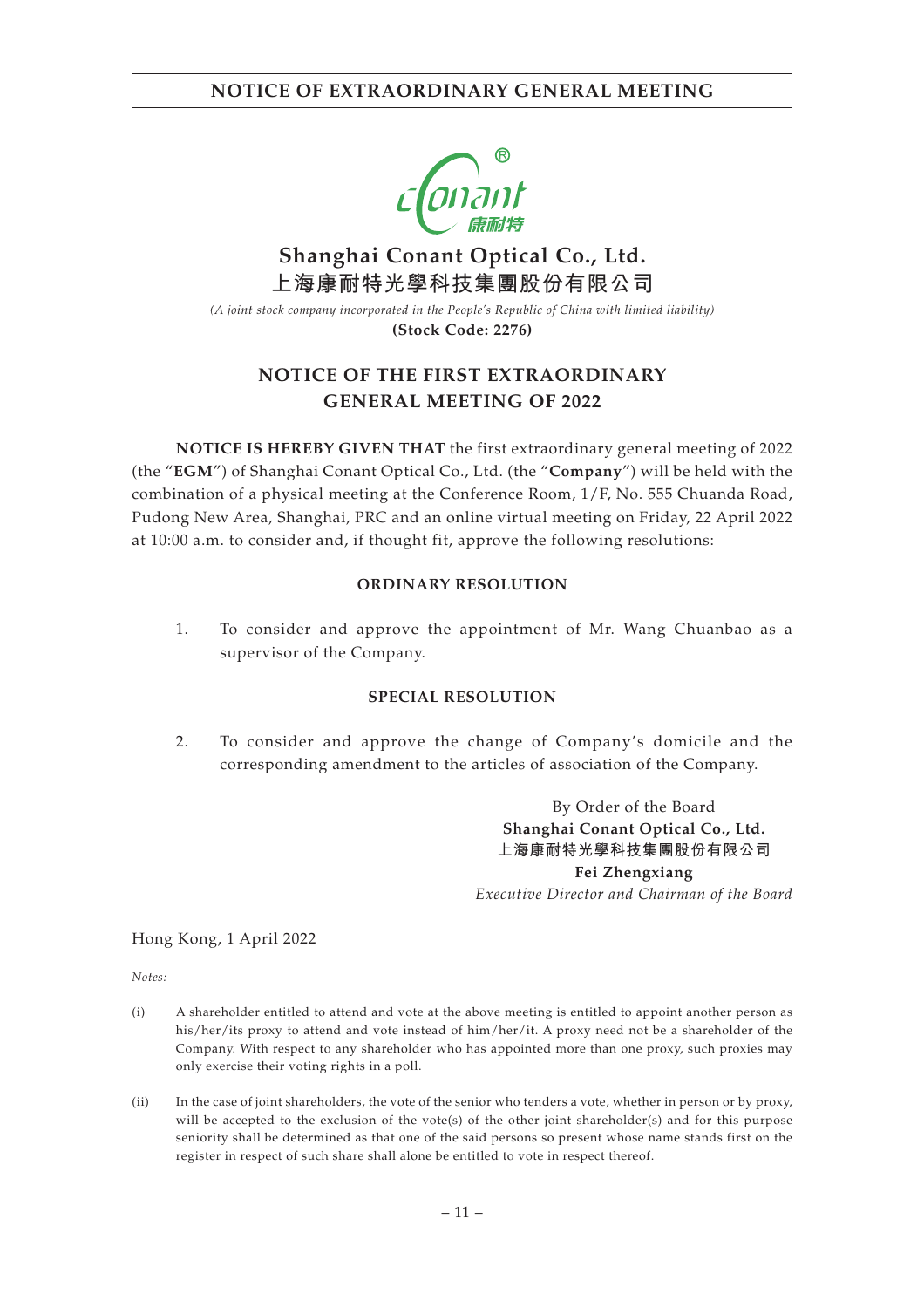**Shanghai Conant Optical Co., Ltd.**
**上海康耐特光學科技集團股份有限公司**

*(A joint stock company incorporated in the People's Republic of China with limited liability)*
**(Stock Code: 2276)**

# NOTICE OF THE FIRST EXTRAORDINARY GENERAL MEETING OF 2022

**NOTICE IS HEREBY GIVEN THAT** the first extraordinary general meeting of 2022 (the "**EGM**") of Shanghai Conant Optical Co., Ltd. (the "**Company**") will be held with the combination of a physical meeting at the Conference Room, 1/F, No. 555 Chuanda Road, Pudong New Area, Shanghai, PRC and an online virtual meeting on Friday, 22 April 2022 at 10:00 a.m. to consider and, if thought fit, approve the following resolutions:

## ORDINARY RESOLUTION

1. To consider and approve the appointment of Mr. Wang Chuanbao as a supervisor of the Company.

## SPECIAL RESOLUTION

2. To consider and approve the change of Company's domicile and the corresponding amendment to the articles of association of the Company.

By Order of the Board
**Shanghai Conant Optical Co., Ltd.**
**上海康耐特光學科技集團股份有限公司**
**Fei Zhengxiang**
*Executive Director and Chairman of the Board*

Hong Kong, 1 April 2022

*Notes:*

(i) A shareholder entitled to attend and vote at the above meeting is entitled to appoint another person as his/her/its proxy to attend and vote instead of him/her/it. A proxy need not be a shareholder of the Company. With respect to any shareholder who has appointed more than one proxy, such proxies may only exercise their voting rights in a poll.

(ii) In the case of joint shareholders, the vote of the senior who tenders a vote, whether in person or by proxy, will be accepted to the exclusion of the vote(s) of the other joint shareholder(s) and for this purpose seniority shall be determined as that one of the said persons so present whose name stands first on the register in respect of such share shall alone be entitled to vote in respect thereof.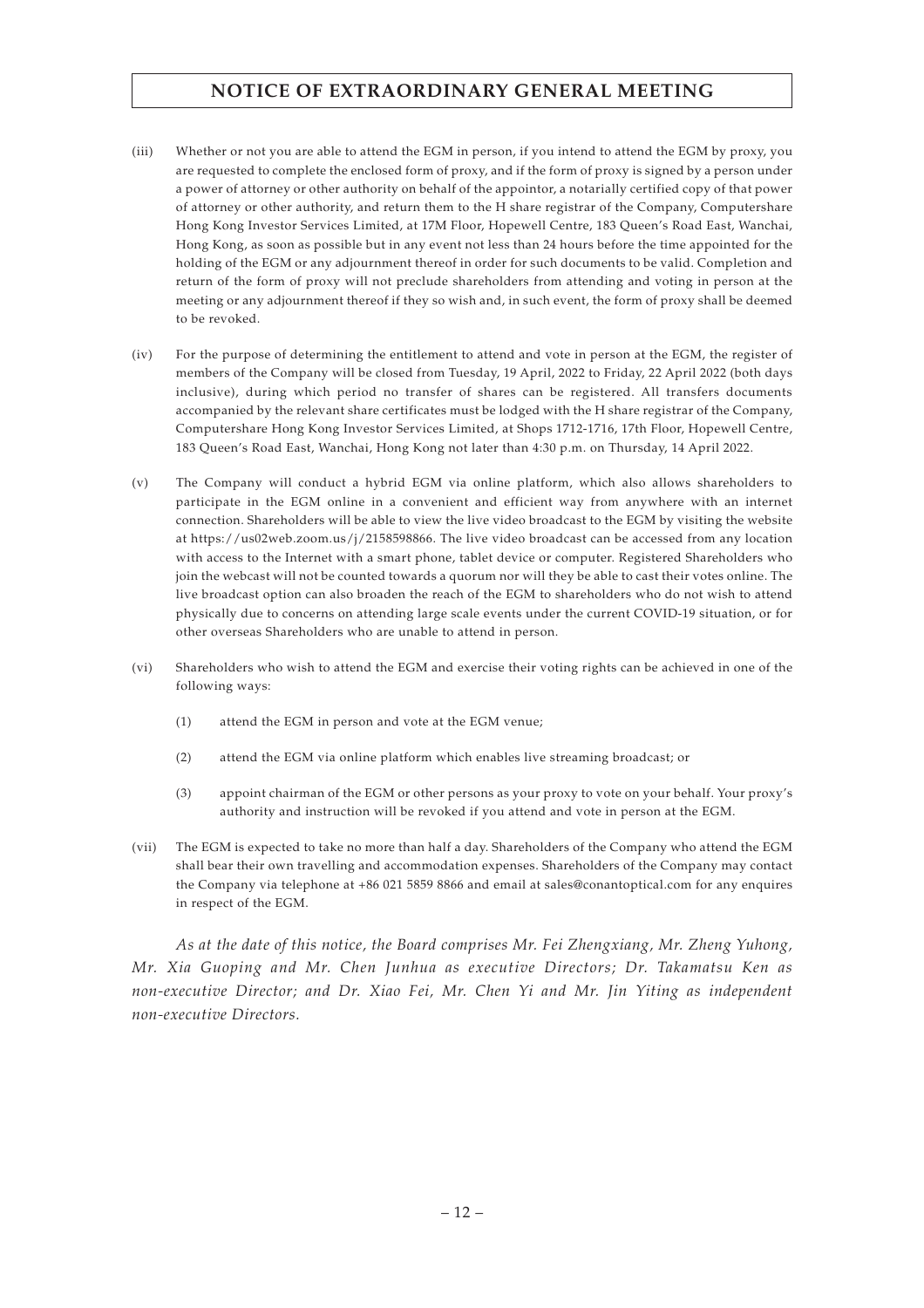# NOTICE OF EXTRAORDINARY GENERAL MEETING

(iii) Whether or not you are able to attend the EGM in person, if you intend to attend the EGM by proxy, you are requested to complete the enclosed form of proxy, and if the form of proxy is signed by a person under a power of attorney or other authority on behalf of the appointor, a notarially certified copy of that power of attorney or other authority, and return them to the H share registrar of the Company, Computershare Hong Kong Investor Services Limited, at 17M Floor, Hopewell Centre, 183 Queen's Road East, Wanchai, Hong Kong, as soon as possible but in any event not less than 24 hours before the time appointed for the holding of the EGM or any adjournment thereof in order for such documents to be valid. Completion and return of the form of proxy will not preclude shareholders from attending and voting in person at the meeting or any adjournment thereof if they so wish and, in such event, the form of proxy shall be deemed to be revoked.

(iv) For the purpose of determining the entitlement to attend and vote in person at the EGM, the register of members of the Company will be closed from Tuesday, 19 April, 2022 to Friday, 22 April 2022 (both days inclusive), during which period no transfer of shares can be registered. All transfers documents accompanied by the relevant share certificates must be lodged with the H share registrar of the Company, Computershare Hong Kong Investor Services Limited, at Shops 1712-1716, 17th Floor, Hopewell Centre, 183 Queen's Road East, Wanchai, Hong Kong not later than 4:30 p.m. on Thursday, 14 April 2022.

(v) The Company will conduct a hybrid EGM via online platform, which also allows shareholders to participate in the EGM online in a convenient and efficient way from anywhere with an internet connection. Shareholders will be able to view the live video broadcast to the EGM by visiting the website at https://us02web.zoom.us/j/2158598866. The live video broadcast can be accessed from any location with access to the Internet with a smart phone, tablet device or computer. Registered Shareholders who join the webcast will not be counted towards a quorum nor will they be able to cast their votes online. The live broadcast option can also broaden the reach of the EGM to shareholders who do not wish to attend physically due to concerns on attending large scale events under the current COVID-19 situation, or for other overseas Shareholders who are unable to attend in person.

(vi) Shareholders who wish to attend the EGM and exercise their voting rights can be achieved in one of the following ways:

(1) attend the EGM in person and vote at the EGM venue;

(2) attend the EGM via online platform which enables live streaming broadcast; or

(3) appoint chairman of the EGM or other persons as your proxy to vote on your behalf. Your proxy's authority and instruction will be revoked if you attend and vote in person at the EGM.

(vii) The EGM is expected to take no more than half a day. Shareholders of the Company who attend the EGM shall bear their own travelling and accommodation expenses. Shareholders of the Company may contact the Company via telephone at +86 021 5859 8866 and email at sales@conantoptical.com for any enquires in respect of the EGM.

*As at the date of this notice, the Board comprises Mr. Fei Zhengxiang, Mr. Zheng Yuhong, Mr. Xia Guoping and Mr. Chen Junhua as executive Directors; Dr. Takamatsu Ken as non-executive Director; and Dr. Xiao Fei, Mr. Chen Yi and Mr. Jin Yiting as independent non-executive Directors.*